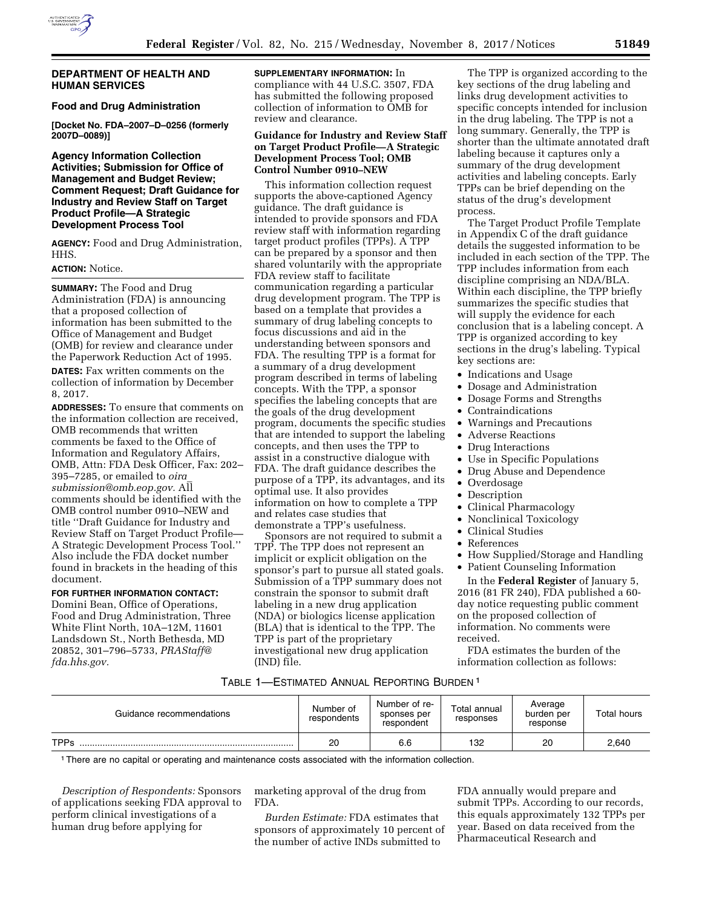## DEPARTMENT OF HEALTH AND HUMAN SERVICES

### Food and Drug Administration

**[Docket No. FDA–2007–D–0256 (formerly 2007D–0089)]**

### Agency Information Collection Activities; Submission for Office of Management and Budget Review; Comment Request; Draft Guidance for Industry and Review Staff on Target Product Profile—A Strategic Development Process Tool

**AGENCY:** Food and Drug Administration, HHS.

**ACTION:** Notice.

**SUMMARY:** The Food and Drug Administration (FDA) is announcing that a proposed collection of information has been submitted to the Office of Management and Budget (OMB) for review and clearance under the Paperwork Reduction Act of 1995.

**DATES:** Fax written comments on the collection of information by December 8, 2017.

**ADDRESSES:** To ensure that comments on the information collection are received, OMB recommends that written comments be faxed to the Office of Information and Regulatory Affairs, OMB, Attn: FDA Desk Officer, Fax: 202–395–7285, or emailed to *oira_submission@omb.eop.gov.* All comments should be identified with the OMB control number 0910–NEW and title ''Draft Guidance for Industry and Review Staff on Target Product Profile—A Strategic Development Process Tool.'' Also include the FDA docket number found in brackets in the heading of this document.

**FOR FURTHER INFORMATION CONTACT:** Domini Bean, Office of Operations, Food and Drug Administration, Three White Flint North, 10A–12M, 11601 Landsdown St., North Bethesda, MD 20852, 301–796–5733, *PRAStaff@fda.hhs.gov.*

**SUPPLEMENTARY INFORMATION:** In compliance with 44 U.S.C. 3507, FDA has submitted the following proposed collection of information to OMB for review and clearance.

**Guidance for Industry and Review Staff on Target Product Profile—A Strategic Development Process Tool; OMB Control Number 0910–NEW**

This information collection request supports the above-captioned Agency guidance. The draft guidance is intended to provide sponsors and FDA review staff with information regarding target product profiles (TPPs). A TPP can be prepared by a sponsor and then shared voluntarily with the appropriate FDA review staff to facilitate communication regarding a particular drug development program. The TPP is based on a template that provides a summary of drug labeling concepts to focus discussions and aid in the understanding between sponsors and FDA. The resulting TPP is a format for a summary of a drug development program described in terms of labeling concepts. With the TPP, a sponsor specifies the labeling concepts that are the goals of the drug development program, documents the specific studies that are intended to support the labeling concepts, and then uses the TPP to assist in a constructive dialogue with FDA. The draft guidance describes the purpose of a TPP, its advantages, and its optimal use. It also provides information on how to complete a TPP and relates case studies that demonstrate a TPP's usefulness.

Sponsors are not required to submit a TPP. The TPP does not represent an implicit or explicit obligation on the sponsor's part to pursue all stated goals. Submission of a TPP summary does not constrain the sponsor to submit draft labeling in a new drug application (NDA) or biologics license application (BLA) that is identical to the TPP. The TPP is part of the proprietary investigational new drug application (IND) file.

The TPP is organized according to the key sections of the drug labeling and links drug development activities to specific concepts intended for inclusion in the drug labeling. The TPP is not a long summary. Generally, the TPP is shorter than the ultimate annotated draft labeling because it captures only a summary of the drug development activities and labeling concepts. Early TPPs can be brief depending on the status of the drug's development process.

The Target Product Profile Template in Appendix C of the draft guidance details the suggested information to be included in each section of the TPP. The TPP includes information from each discipline comprising an NDA/BLA. Within each discipline, the TPP briefly summarizes the specific studies that will supply the evidence for each conclusion that is a labeling concept. A TPP is organized according to key sections in the drug's labeling. Typical key sections are:

- Indications and Usage
- Dosage and Administration
- Dosage Forms and Strengths
- Contraindications
- Warnings and Precautions
- Adverse Reactions
- Drug Interactions
- Use in Specific Populations
- Drug Abuse and Dependence
- Overdosage
- Description
- Clinical Pharmacology
- Nonclinical Toxicology
- Clinical Studies
- References
- How Supplied/Storage and Handling
- Patient Counseling Information

In the **Federal Register** of January 5, 2016 (81 FR 240), FDA published a 60-day notice requesting public comment on the proposed collection of information. No comments were received.

FDA estimates the burden of the information collection as follows:

TABLE 1—ESTIMATED ANNUAL REPORTING BURDEN [1]

| Guidance recommendations | Number of respondents | Number of responses per respondent | Total annual responses | Average burden per response | Total hours |
|---|---|---|---|---|---|
| TPPs | 20 | 6.6 | 132 | 20 | 2,640 |

[1] There are no capital or operating and maintenance costs associated with the information collection.

*Description of Respondents:* Sponsors of applications seeking FDA approval to perform clinical investigations of a human drug before applying for marketing approval of the drug from FDA.

*Burden Estimate:* FDA estimates that sponsors of approximately 10 percent of the number of active INDs submitted to FDA annually would prepare and submit TPPs. According to our records, this equals approximately 132 TPPs per year. Based on data received from the Pharmaceutical Research and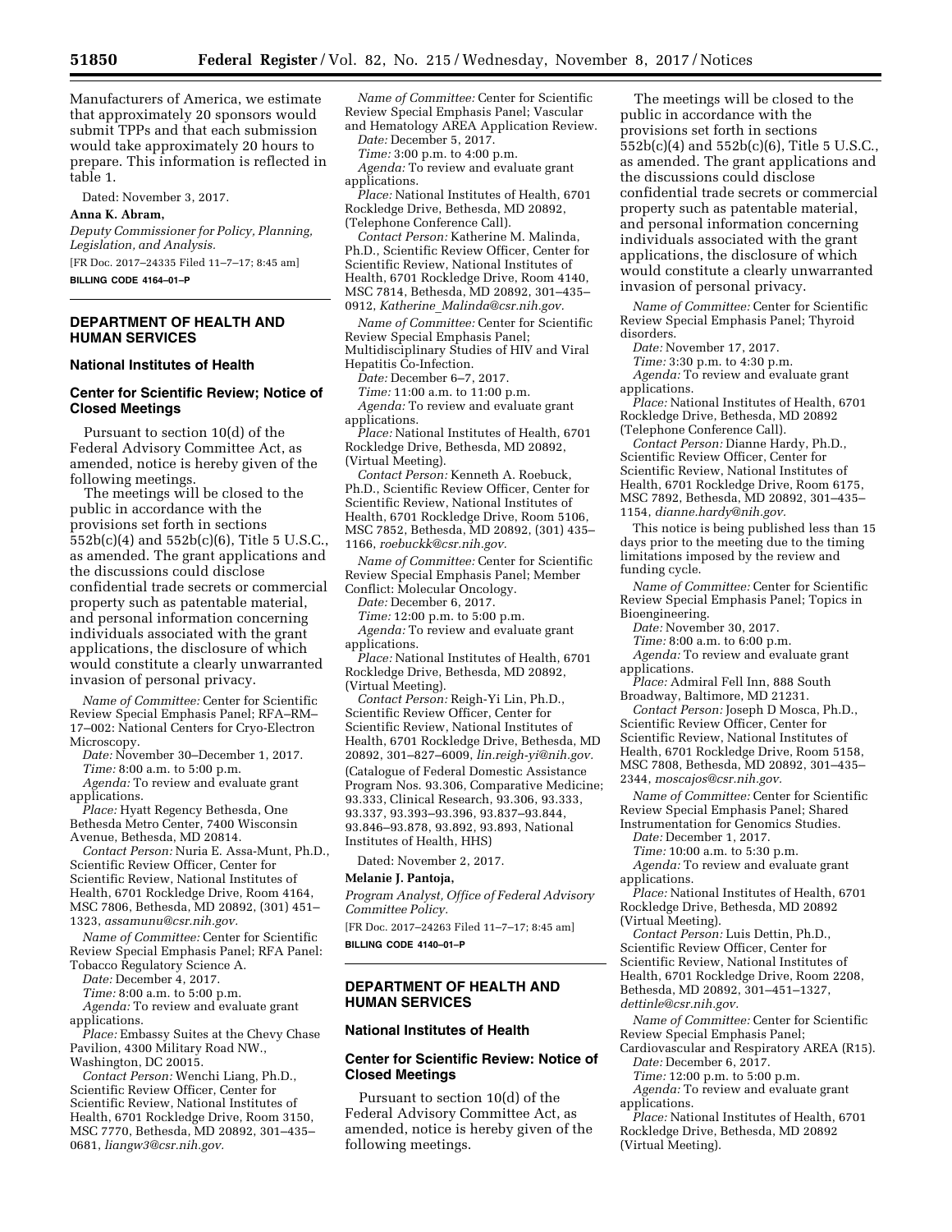Manufacturers of America, we estimate that approximately 20 sponsors would submit TPPs and that each submission would take approximately 20 hours to prepare. This information is reflected in table 1.

Dated: November 3, 2017.

**Anna K. Abram,**

*Deputy Commissioner for Policy, Planning, Legislation, and Analysis.*

[FR Doc. 2017–24335 Filed 11–7–17; 8:45 am]

**BILLING CODE 4164–01–P**

## DEPARTMENT OF HEALTH AND HUMAN SERVICES

### National Institutes of Health

### Center for Scientific Review; Notice of Closed Meetings

Pursuant to section 10(d) of the Federal Advisory Committee Act, as amended, notice is hereby given of the following meetings.

The meetings will be closed to the public in accordance with the provisions set forth in sections 552b(c)(4) and 552b(c)(6), Title 5 U.S.C., as amended. The grant applications and the discussions could disclose confidential trade secrets or commercial property such as patentable material, and personal information concerning individuals associated with the grant applications, the disclosure of which would constitute a clearly unwarranted invasion of personal privacy.

*Name of Committee:* Center for Scientific Review Special Emphasis Panel; RFA–RM–17–002: National Centers for Cryo-Electron Microscopy.

*Date:* November 30–December 1, 2017.

*Time:* 8:00 a.m. to 5:00 p.m.

*Agenda:* To review and evaluate grant applications.

*Place:* Hyatt Regency Bethesda, One Bethesda Metro Center, 7400 Wisconsin Avenue, Bethesda, MD 20814.

*Contact Person:* Nuria E. Assa-Munt, Ph.D., Scientific Review Officer, Center for Scientific Review, National Institutes of Health, 6701 Rockledge Drive, Room 4164, MSC 7806, Bethesda, MD 20892, (301) 451–1323, *assamunu@csr.nih.gov.*

*Name of Committee:* Center for Scientific Review Special Emphasis Panel; RFA Panel: Tobacco Regulatory Science A.

*Date:* December 4, 2017.

*Time:* 8:00 a.m. to 5:00 p.m.

*Agenda:* To review and evaluate grant applications.

*Place:* Embassy Suites at the Chevy Chase Pavilion, 4300 Military Road NW., Washington, DC 20015.

*Contact Person:* Wenchi Liang, Ph.D., Scientific Review Officer, Center for Scientific Review, National Institutes of Health, 6701 Rockledge Drive, Room 3150, MSC 7770, Bethesda, MD 20892, 301–435–0681, *liangw3@csr.nih.gov.*

*Name of Committee:* Center for Scientific Review Special Emphasis Panel; Vascular and Hematology AREA Application Review.

*Date:* December 5, 2017.

*Time:* 3:00 p.m. to 4:00 p.m.

*Agenda:* To review and evaluate grant applications.

*Place:* National Institutes of Health, 6701 Rockledge Drive, Bethesda, MD 20892, (Telephone Conference Call).

*Contact Person:* Katherine M. Malinda, Ph.D., Scientific Review Officer, Center for Scientific Review, National Institutes of Health, 6701 Rockledge Drive, Room 4140, MSC 7814, Bethesda, MD 20892, 301–435–0912, *Katherine_Malinda@csr.nih.gov.*

*Name of Committee:* Center for Scientific Review Special Emphasis Panel; Multidisciplinary Studies of HIV and Viral Hepatitis Co-Infection.

*Date:* December 6–7, 2017.

*Time:* 11:00 a.m. to 11:00 p.m.

*Agenda:* To review and evaluate grant applications.

*Place:* National Institutes of Health, 6701 Rockledge Drive, Bethesda, MD 20892, (Virtual Meeting).

*Contact Person:* Kenneth A. Roebuck, Ph.D., Scientific Review Officer, Center for Scientific Review, National Institutes of Health, 6701 Rockledge Drive, Room 5106, MSC 7852, Bethesda, MD 20892, (301) 435–1166, *roebuckk@csr.nih.gov.*

*Name of Committee:* Center for Scientific Review Special Emphasis Panel; Member Conflict: Molecular Oncology.

*Date:* December 6, 2017.

*Time:* 12:00 p.m. to 5:00 p.m.

*Agenda:* To review and evaluate grant applications.

*Place:* National Institutes of Health, 6701 Rockledge Drive, Bethesda, MD 20892, (Virtual Meeting).

*Contact Person:* Reigh-Yi Lin, Ph.D., Scientific Review Officer, Center for Scientific Review, National Institutes of Health, 6701 Rockledge Drive, Bethesda, MD 20892, 301–827–6009, *lin.reigh-yi@nih.gov.*

(Catalogue of Federal Domestic Assistance Program Nos. 93.306, Comparative Medicine; 93.333, Clinical Research, 93.306, 93.333, 93.337, 93.393–93.396, 93.837–93.844, 93.846–93.878, 93.892, 93.893, National Institutes of Health, HHS)

Dated: November 2, 2017.

**Melanie J. Pantoja,**

*Program Analyst, Office of Federal Advisory Committee Policy.*

[FR Doc. 2017–24263 Filed 11–7–17; 8:45 am]

**BILLING CODE 4140–01–P**

## DEPARTMENT OF HEALTH AND HUMAN SERVICES

### National Institutes of Health

### Center for Scientific Review: Notice of Closed Meetings

Pursuant to section 10(d) of the Federal Advisory Committee Act, as amended, notice is hereby given of the following meetings.

The meetings will be closed to the public in accordance with the provisions set forth in sections 552b(c)(4) and 552b(c)(6), Title 5 U.S.C., as amended. The grant applications and the discussions could disclose confidential trade secrets or commercial property such as patentable material, and personal information concerning individuals associated with the grant applications, the disclosure of which would constitute a clearly unwarranted invasion of personal privacy.

*Name of Committee:* Center for Scientific Review Special Emphasis Panel; Thyroid disorders.

*Date:* November 17, 2017.

*Time:* 3:30 p.m. to 4:30 p.m.

*Agenda:* To review and evaluate grant applications.

*Place:* National Institutes of Health, 6701 Rockledge Drive, Bethesda, MD 20892 (Telephone Conference Call).

*Contact Person:* Dianne Hardy, Ph.D., Scientific Review Officer, Center for Scientific Review, National Institutes of Health, 6701 Rockledge Drive, Room 6175, MSC 7892, Bethesda, MD 20892, 301–435–1154, *dianne.hardy@nih.gov.*

This notice is being published less than 15 days prior to the meeting due to the timing limitations imposed by the review and funding cycle.

*Name of Committee:* Center for Scientific Review Special Emphasis Panel; Topics in Bioengineering.

*Date:* November 30, 2017.

*Time:* 8:00 a.m. to 6:00 p.m.

*Agenda:* To review and evaluate grant applications.

*Place:* Admiral Fell Inn, 888 South Broadway, Baltimore, MD 21231.

*Contact Person:* Joseph D Mosca, Ph.D., Scientific Review Officer, Center for Scientific Review, National Institutes of Health, 6701 Rockledge Drive, Room 5158, MSC 7808, Bethesda, MD 20892, 301–435–2344, *moscajos@csr.nih.gov.*

*Name of Committee:* Center for Scientific Review Special Emphasis Panel; Shared Instrumentation for Genomics Studies.

*Date:* December 1, 2017.

*Time:* 10:00 a.m. to 5:30 p.m.

*Agenda:* To review and evaluate grant applications.

*Place:* National Institutes of Health, 6701 Rockledge Drive, Bethesda, MD 20892 (Virtual Meeting).

*Contact Person:* Luis Dettin, Ph.D., Scientific Review Officer, Center for Scientific Review, National Institutes of Health, 6701 Rockledge Drive, Room 2208, Bethesda, MD 20892, 301–451–1327, *dettinle@csr.nih.gov.*

*Name of Committee:* Center for Scientific Review Special Emphasis Panel; Cardiovascular and Respiratory AREA (R15).

*Date:* December 6, 2017.

*Time:* 12:00 p.m. to 5:00 p.m.

*Agenda:* To review and evaluate grant applications.

*Place:* National Institutes of Health, 6701 Rockledge Drive, Bethesda, MD 20892 (Virtual Meeting).